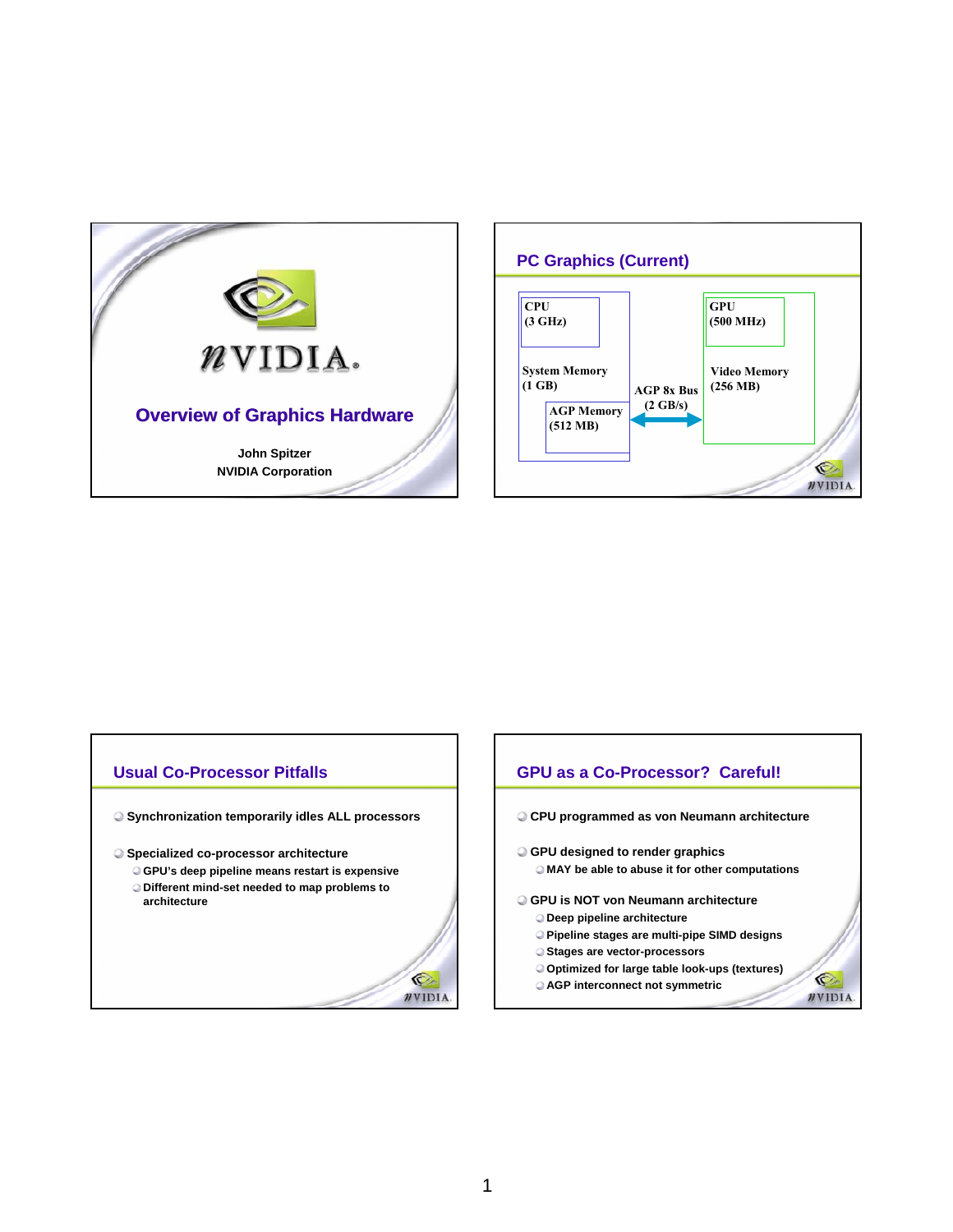# Overview of Graphics Hardware

John Spitzer
NVIDIA Corporation

## PC Graphics (Current)

CPU (3 GHz)

System Memory (1 GB)

AGP Memory (512 MB)

AGP 8x Bus (2 GB/s)

GPU (500 MHz)

Video Memory (256 MB)

## Usual Co-Processor Pitfalls

- Synchronization temporarily idles ALL processors
- Specialized co-processor architecture
  - GPU's deep pipeline means restart is expensive
  - Different mind-set needed to map problems to architecture

## GPU as a Co-Processor? Careful!

- CPU programmed as von Neumann architecture
- GPU designed to render graphics
  - MAY be able to abuse it for other computations
- GPU is NOT von Neumann architecture
  - Deep pipeline architecture
  - Pipeline stages are multi-pipe SIMD designs
  - Stages are vector-processors
  - Optimized for large table look-ups (textures)
  - AGP interconnect not symmetric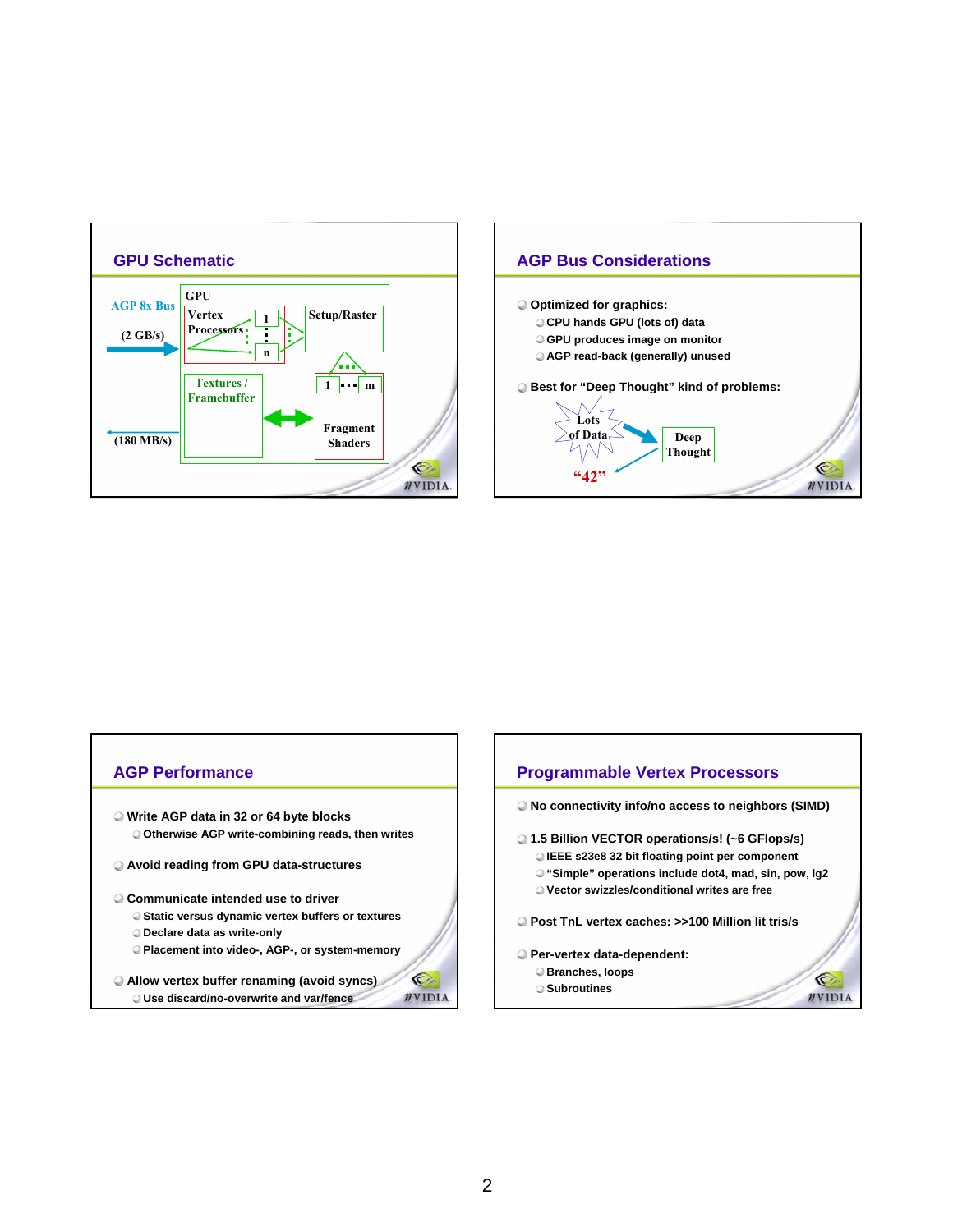## GPU Schematic

AGP 8x Bus

(2 GB/s)

(180 MB/s)

GPU

Vertex Processors

1

n

Setup/Raster

Textures / Framebuffer

1 m

Fragment Shaders

## AGP Bus Considerations

- Optimized for graphics:
  - CPU hands GPU (lots of) data
  - GPU produces image on monitor
  - AGP read-back (generally) unused
- Best for "Deep Thought" kind of problems:

Lots of Data → Deep Thought → "42"

## AGP Performance

- Write AGP data in 32 or 64 byte blocks
  - Otherwise AGP write-combining reads, then writes
- Avoid reading from GPU data-structures
- Communicate intended use to driver
  - Static versus dynamic vertex buffers or textures
  - Declare data as write-only
  - Placement into video-, AGP-, or system-memory
- Allow vertex buffer renaming (avoid syncs)
  - Use discard/no-overwrite and var/fence

## Programmable Vertex Processors

- No connectivity info/no access to neighbors (SIMD)
- 1.5 Billion VECTOR operations/s! (~6 GFlops/s)
  - IEEE s23e8 32 bit floating point per component
  - "Simple" operations include dot4, mad, sin, pow, lg2
  - Vector swizzles/conditional writes are free
- Post TnL vertex caches: >>100 Million lit tris/s
- Per-vertex data-dependent:
  - Branches, loops
  - Subroutines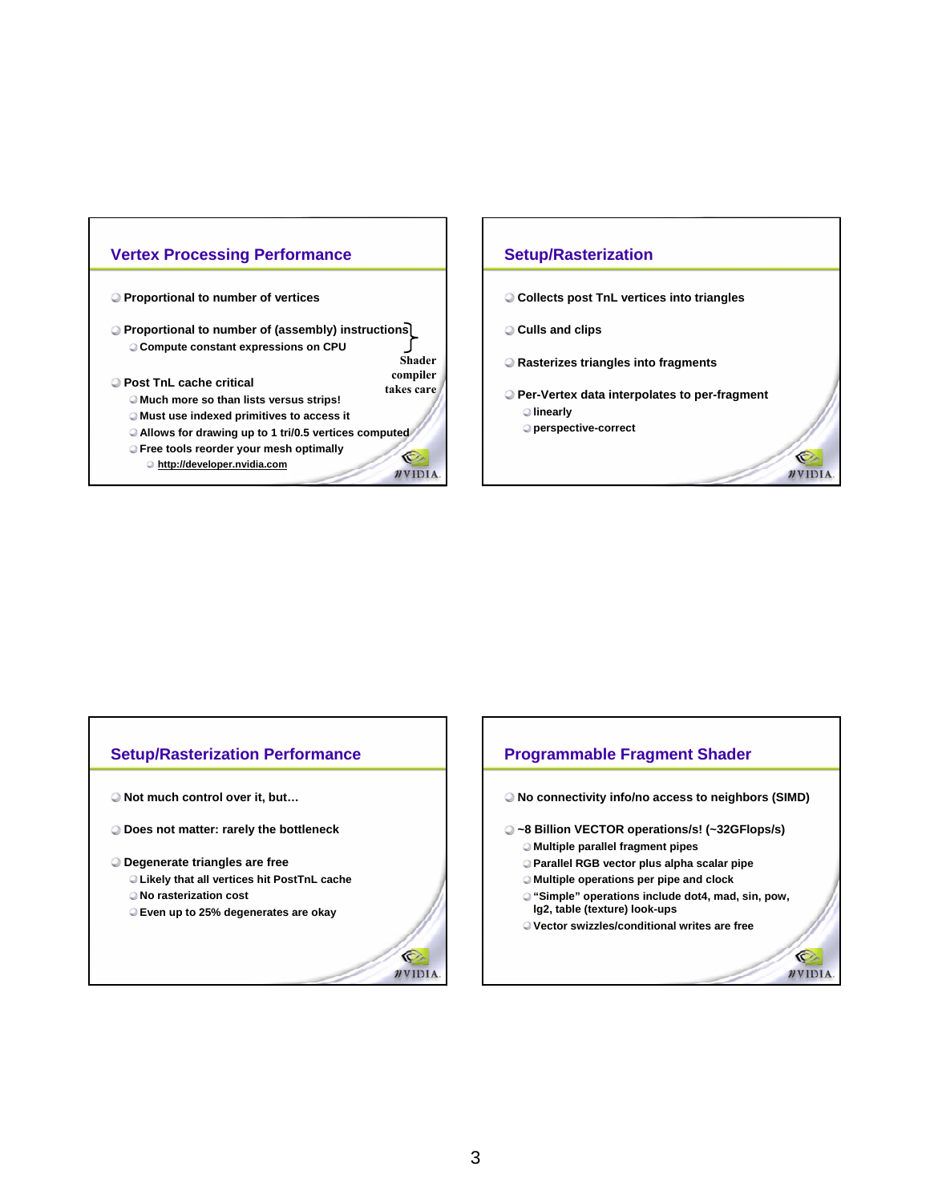## Vertex Processing Performance

- Proportional to number of vertices
- Proportional to number of (assembly) instructions } Shader compiler takes care
  - Compute constant expressions on CPU
- Post TnL cache critical
  - Much more so than lists versus strips!
  - Must use indexed primitives to access it
  - Allows for drawing up to 1 tri/0.5 vertices computed
  - Free tools reorder your mesh optimally
    - http://developer.nvidia.com

## Setup/Rasterization

- Collects post TnL vertices into triangles
- Culls and clips
- Rasterizes triangles into fragments
- Per-Vertex data interpolates to per-fragment
  - linearly
  - perspective-correct

## Setup/Rasterization Performance

- Not much control over it, but…
- Does not matter: rarely the bottleneck
- Degenerate triangles are free
  - Likely that all vertices hit PostTnL cache
  - No rasterization cost
  - Even up to 25% degenerates are okay

## Programmable Fragment Shader

- No connectivity info/no access to neighbors (SIMD)
- ~8 Billion VECTOR operations/s! (~32GFlops/s)
  - Multiple parallel fragment pipes
  - Parallel RGB vector plus alpha scalar pipe
  - Multiple operations per pipe and clock
  - "Simple" operations include dot4, mad, sin, pow, lg2, table (texture) look-ups
  - Vector swizzles/conditional writes are free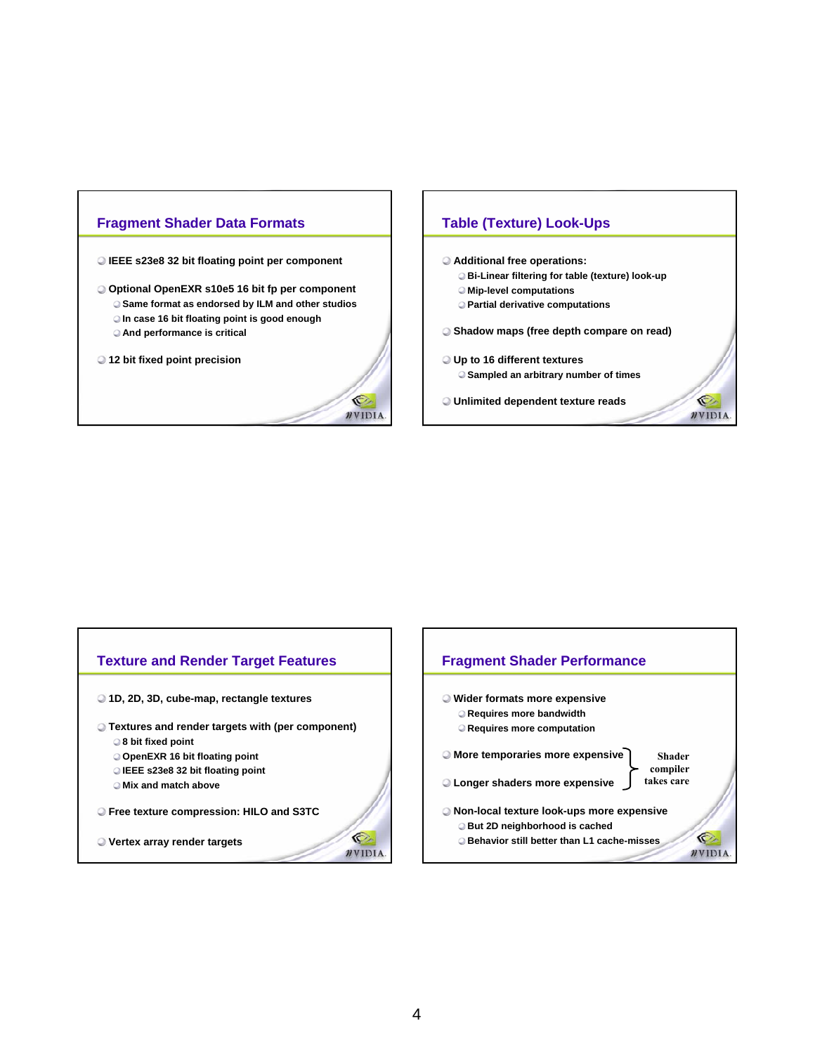## Fragment Shader Data Formats

- IEEE s23e8 32 bit floating point per component
- Optional OpenEXR s10e5 16 bit fp per component
  - Same format as endorsed by ILM and other studios
  - In case 16 bit floating point is good enough
  - And performance is critical
- 12 bit fixed point precision

## Table (Texture) Look-Ups

- Additional free operations:
  - Bi-Linear filtering for table (texture) look-up
  - Mip-level computations
  - Partial derivative computations
- Shadow maps (free depth compare on read)
- Up to 16 different textures
  - Sampled an arbitrary number of times
- Unlimited dependent texture reads

## Texture and Render Target Features

- 1D, 2D, 3D, cube-map, rectangle textures
- Textures and render targets with (per component)
  - 8 bit fixed point
  - OpenEXR 16 bit floating point
  - IEEE s23e8 32 bit floating point
  - Mix and match above
- Free texture compression: HILO and S3TC
- Vertex array render targets

## Fragment Shader Performance

- Wider formats more expensive
  - Requires more bandwidth
  - Requires more computation
- More temporaries more expensive
- Longer shaders more expensive

  (Shader compiler takes care)
- Non-local texture look-ups more expensive
  - But 2D neighborhood is cached
  - Behavior still better than L1 cache-misses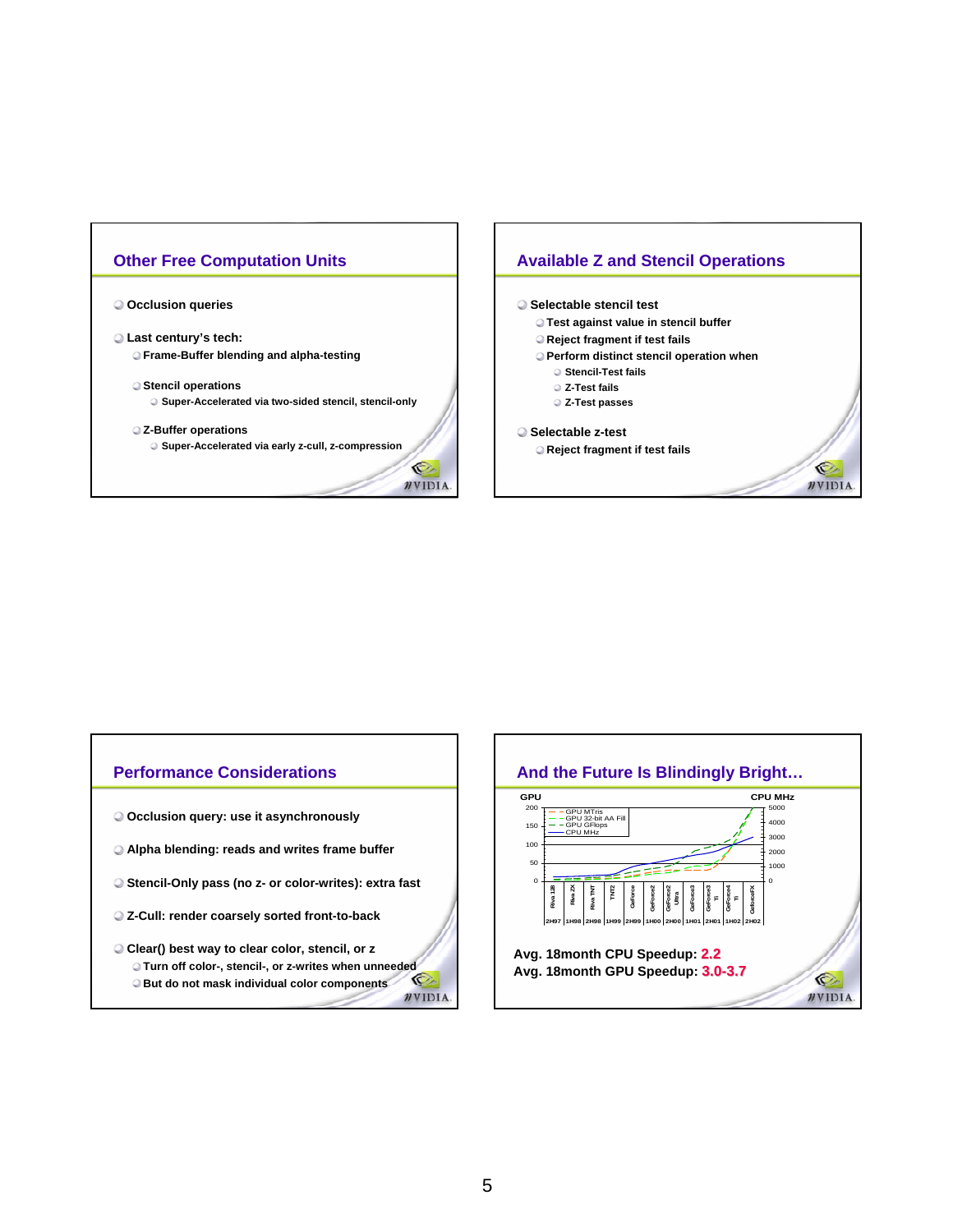## Other Free Computation Units

- Occlusion queries
- Last century's tech:
  - Frame-Buffer blending and alpha-testing
  - Stencil operations
    - Super-Accelerated via two-sided stencil, stencil-only
  - Z-Buffer operations
    - Super-Accelerated via early z-cull, z-compression

## Available Z and Stencil Operations

- Selectable stencil test
  - Test against value in stencil buffer
  - Reject fragment if test fails
  - Perform distinct stencil operation when
    - Stencil-Test fails
    - Z-Test fails
    - Z-Test passes
- Selectable z-test
  - Reject fragment if test fails

## Performance Considerations

- Occlusion query: use it asynchronously
- Alpha blending: reads and writes frame buffer
- Stencil-Only pass (no z- or color-writes): extra fast
- Z-Cull: render coarsely sorted front-to-back
- Clear() best way to clear color, stencil, or z
  - Turn off color-, stencil-, or z-writes when unneeded
  - But do not mask individual color components

## And the Future Is Blindingly Bright…

GPU / CPU MHz

Legend: GPU MTris; GPU 32-bit AA Fill; GPU GFlops; CPU MHz

Riva 128, Riva ZX, Riva TNT, TNT2, GeForce, GeForce2, GeForce2 Ultra, GeForce3, GeForce3 Ti, GeForce4 Ti, GeForceFX

2H97, 1H98, 2H98, 1H99, 2H99, 1H00, 2H00, 1H01, 2H01, 1H02, 2H02

Avg. 18month CPU Speedup: **2.2**

Avg. 18month GPU Speedup: **3.0-3.7**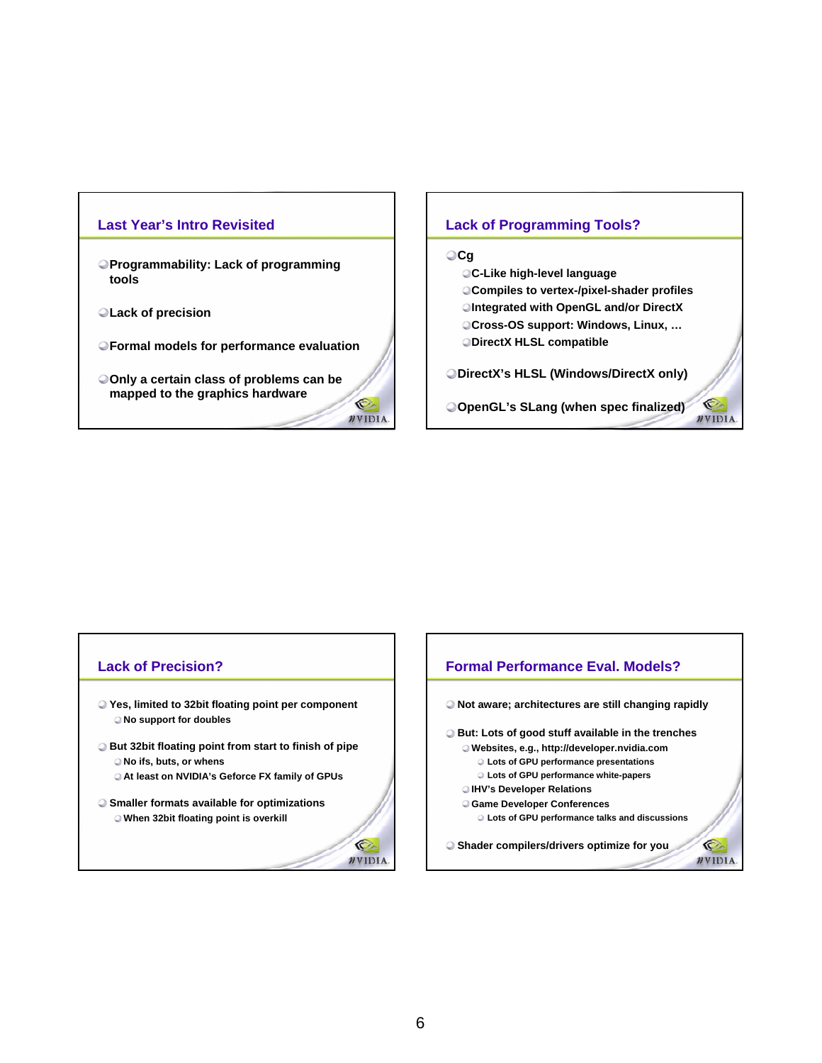## Last Year's Intro Revisited

- Programmability: Lack of programming tools
- Lack of precision
- Formal models for performance evaluation
- Only a certain class of problems can be mapped to the graphics hardware

## Lack of Programming Tools?

- Cg
  - C-Like high-level language
  - Compiles to vertex-/pixel-shader profiles
  - Integrated with OpenGL and/or DirectX
  - Cross-OS support: Windows, Linux, …
  - DirectX HLSL compatible
- DirectX's HLSL (Windows/DirectX only)
- OpenGL's SLang (when spec finalized)

## Lack of Precision?

- Yes, limited to 32bit floating point per component
  - No support for doubles
- But 32bit floating point from start to finish of pipe
  - No ifs, buts, or whens
  - At least on NVIDIA's Geforce FX family of GPUs
- Smaller formats available for optimizations
  - When 32bit floating point is overkill

## Formal Performance Eval. Models?

- Not aware; architectures are still changing rapidly
- But: Lots of good stuff available in the trenches
  - Websites, e.g., http://developer.nvidia.com
    - Lots of GPU performance presentations
    - Lots of GPU performance white-papers
  - IHV's Developer Relations
  - Game Developer Conferences
    - Lots of GPU performance talks and discussions
- Shader compilers/drivers optimize for you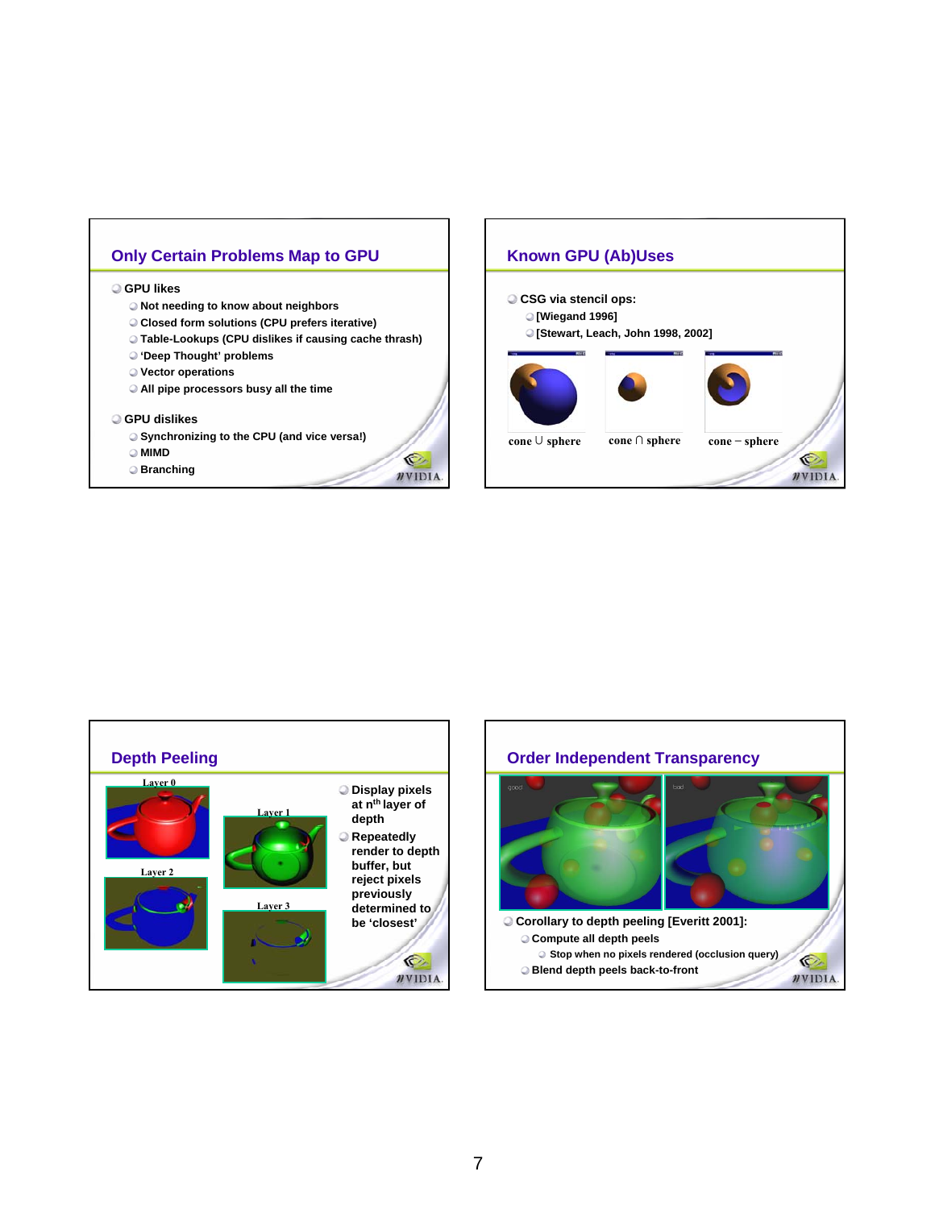## Only Certain Problems Map to GPU

- GPU likes
  - Not needing to know about neighbors
  - Closed form solutions (CPU prefers iterative)
  - Table-Lookups (CPU dislikes if causing cache thrash)
  - 'Deep Thought' problems
  - Vector operations
  - All pipe processors busy all the time
- GPU dislikes
  - Synchronizing to the CPU (and vice versa!)
  - MIMD
  - Branching

## Known GPU (Ab)Uses

- CSG via stencil ops:
  - [Wiegand 1996]
  - [Stewart, Leach, John 1998, 2002]

cone ∪ sphere    cone ∩ sphere    cone − sphere

## Depth Peeling

Layer 0    Layer 1    Layer 2    Layer 3

- Display pixels at $n^{th}$ layer of depth
- Repeatedly render to depth buffer, but reject pixels previously determined to be 'closest'

## Order Independent Transparency

good    bad

- Corollary to depth peeling [Everitt 2001]:
  - Compute all depth peels
    - Stop when no pixels rendered (occlusion query)
  - Blend depth peels back-to-front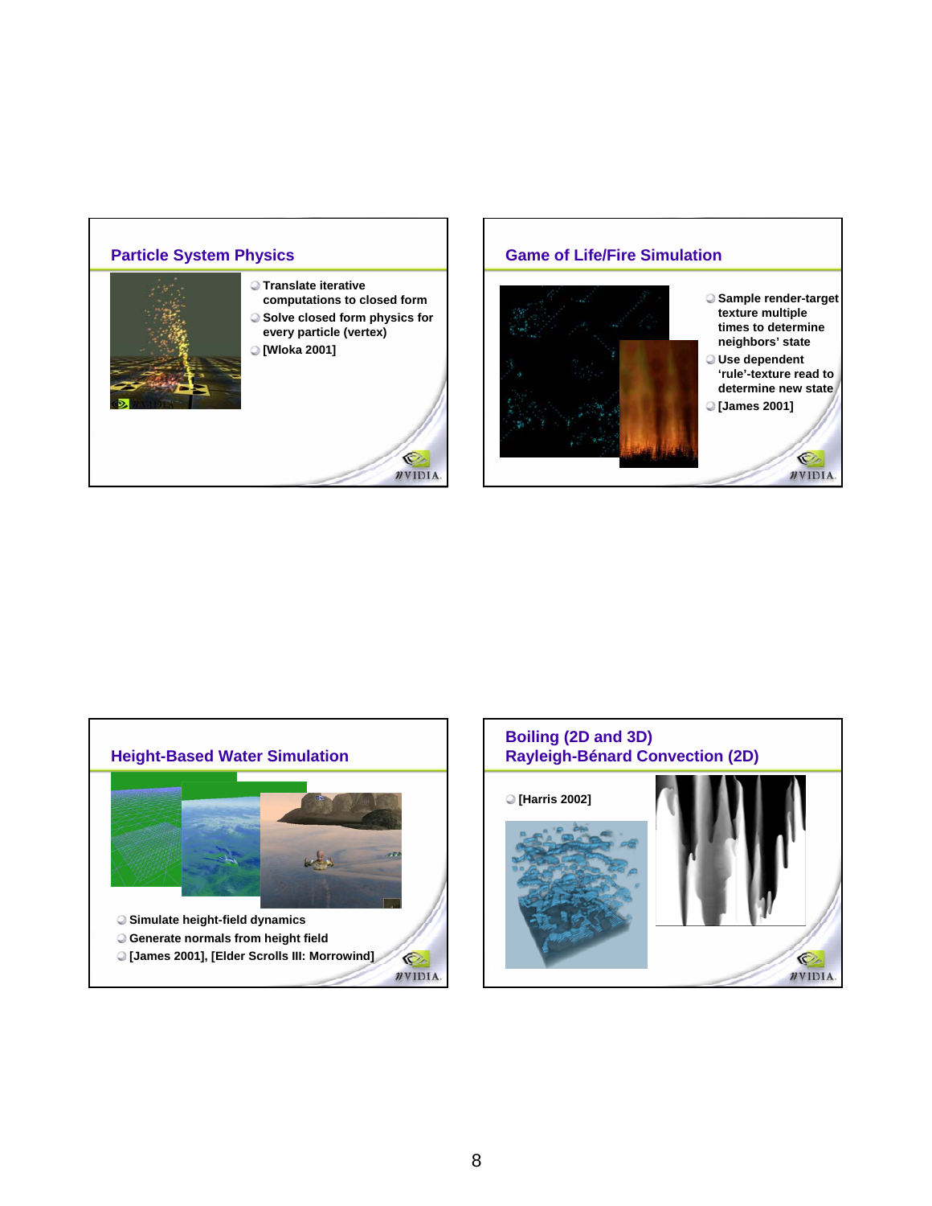## Particle System Physics

- Translate iterative computations to closed form
- Solve closed form physics for every particle (vertex)
- [Wloka 2001]

## Game of Life/Fire Simulation

- Sample render-target texture multiple times to determine neighbors' state
- Use dependent 'rule'-texture read to determine new state
- [James 2001]

## Height-Based Water Simulation

- Simulate height-field dynamics
- Generate normals from height field
- [James 2001], [Elder Scrolls III: Morrowind]

## Boiling (2D and 3D) Rayleigh-Bénard Convection (2D)

- [Harris 2002]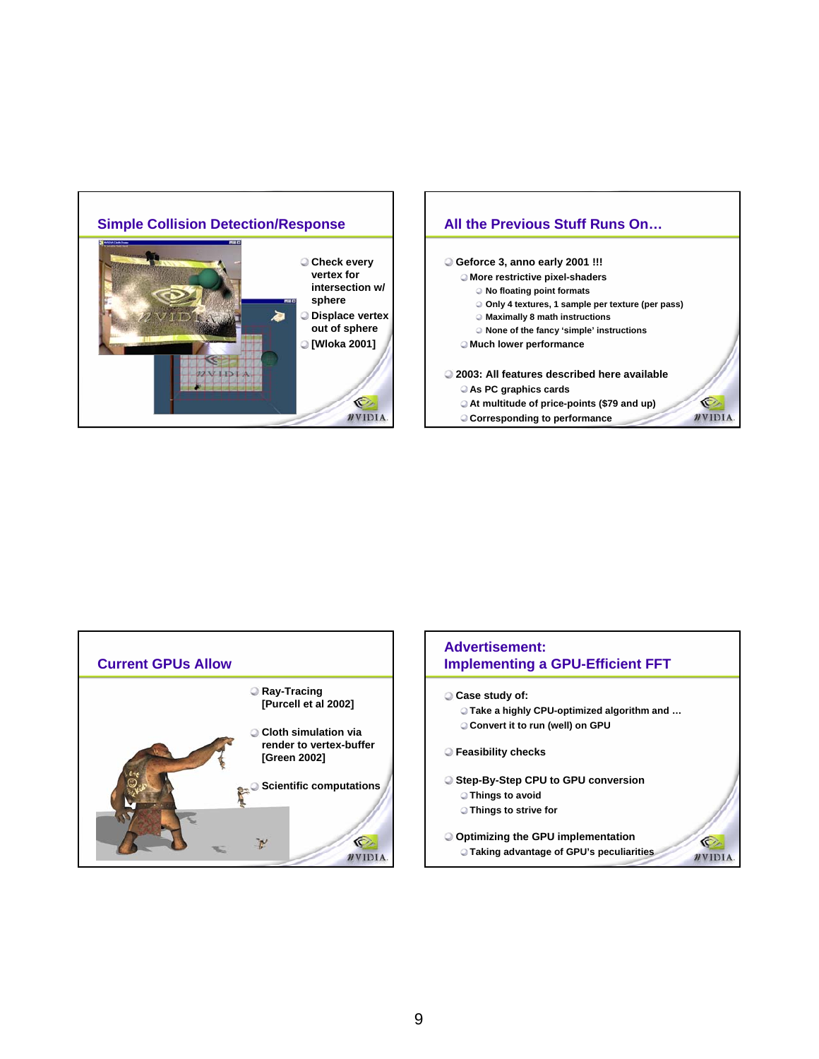## Simple Collision Detection/Response

- Check every vertex for intersection w/ sphere
- Displace vertex out of sphere
- [Wloka 2001]

## All the Previous Stuff Runs On…

- Geforce 3, anno early 2001 !!!
  - More restrictive pixel-shaders
    - No floating point formats
    - Only 4 textures, 1 sample per texture (per pass)
    - Maximally 8 math instructions
    - None of the fancy 'simple' instructions
  - Much lower performance
- 2003: All features described here available
  - As PC graphics cards
  - At multitude of price-points ($79 and up)
  - Corresponding to performance

## Current GPUs Allow

- Ray-Tracing [Purcell et al 2002]
- Cloth simulation via render to vertex-buffer [Green 2002]
- Scientific computations

## Advertisement: Implementing a GPU-Efficient FFT

- Case study of:
  - Take a highly CPU-optimized algorithm and …
  - Convert it to run (well) on GPU
- Feasibility checks
- Step-By-Step CPU to GPU conversion
  - Things to avoid
  - Things to strive for
- Optimizing the GPU implementation
  - Taking advantage of GPU's peculiarities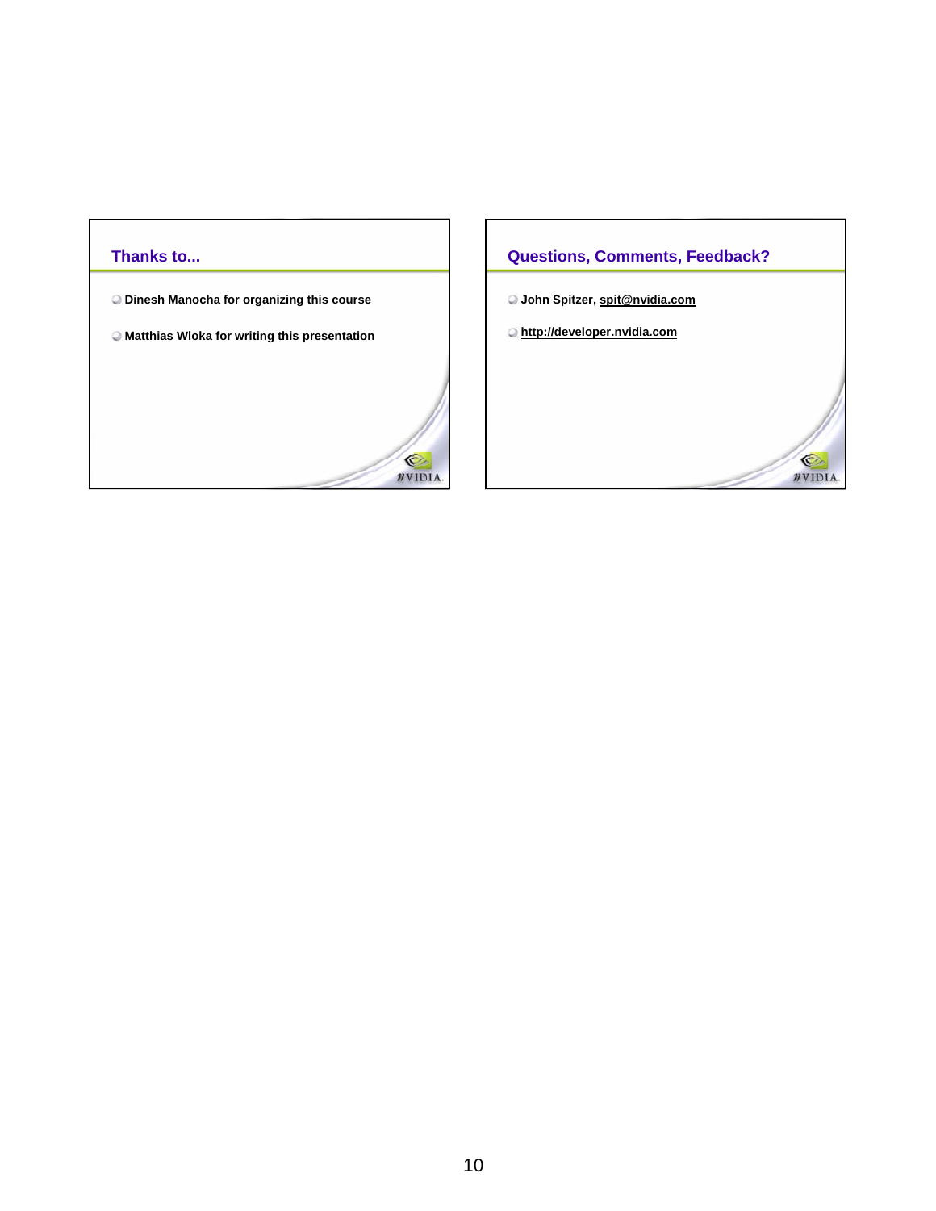## Thanks to...

- Dinesh Manocha for organizing this course
- Matthias Wloka for writing this presentation

## Questions, Comments, Feedback?

- John Spitzer, spit@nvidia.com
- http://developer.nvidia.com